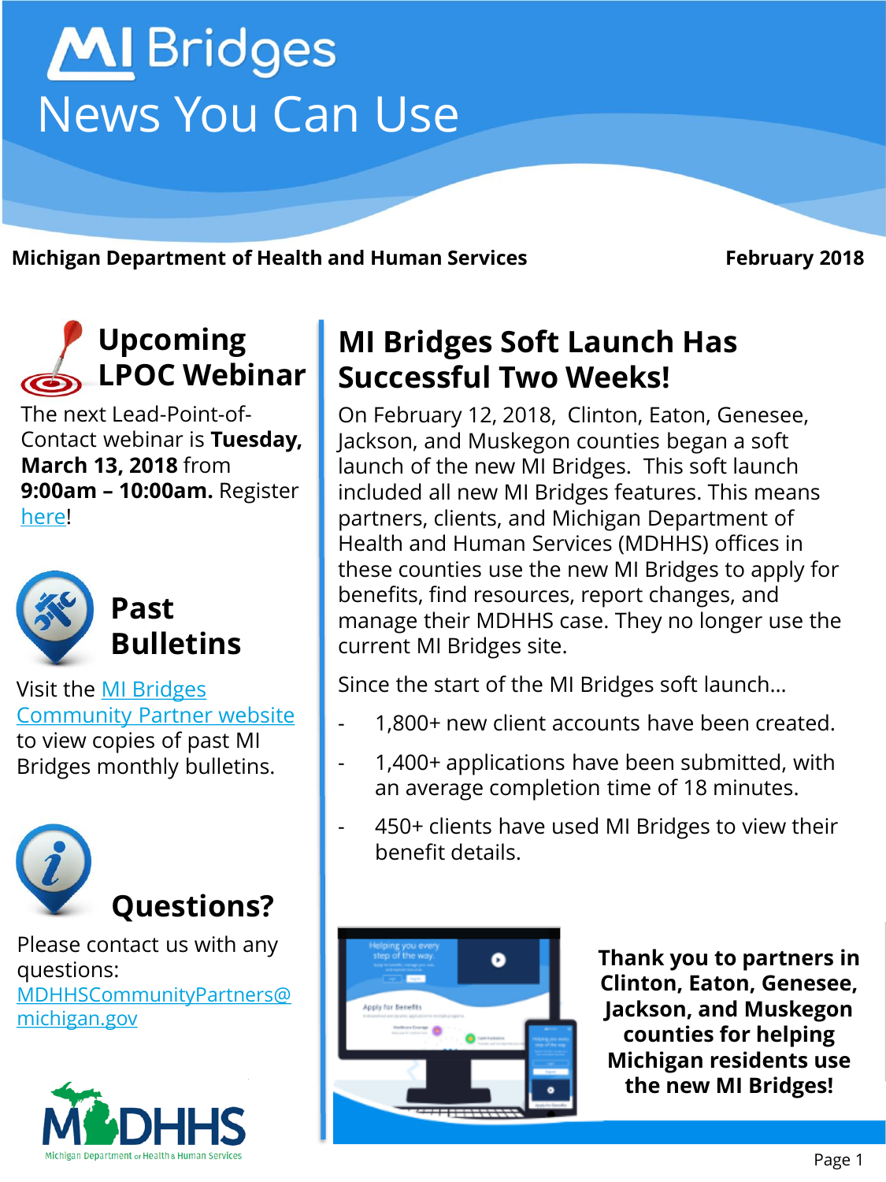# MI Bridges News You Can Use

**Michigan Department of Health and Human Services** **February 2018**

## Upcoming LPOC Webinar

The next Lead-Point-of-Contact webinar is **Tuesday, March 13, 2018** from **9:00am – 10:00am.** Register here!

## Past Bulletins

Visit the MI Bridges Community Partner website to view copies of past MI Bridges monthly bulletins.

## Questions?

Please contact us with any questions: MDHHSCommunityPartners@michigan.gov

## MI Bridges Soft Launch Has Successful Two Weeks!

On February 12, 2018, Clinton, Eaton, Genesee, Jackson, and Muskegon counties began a soft launch of the new MI Bridges. This soft launch included all new MI Bridges features. This means partners, clients, and Michigan Department of Health and Human Services (MDHHS) offices in these counties use the new MI Bridges to apply for benefits, find resources, report changes, and manage their MDHHS case. They no longer use the current MI Bridges site.

Since the start of the MI Bridges soft launch…

- 1,800+ new client accounts have been created.
- 1,400+ applications have been submitted, with an average completion time of 18 minutes.
- 450+ clients have used MI Bridges to view their benefit details.

**Thank you to partners in Clinton, Eaton, Genesee, Jackson, and Muskegon counties for helping Michigan residents use the new MI Bridges!**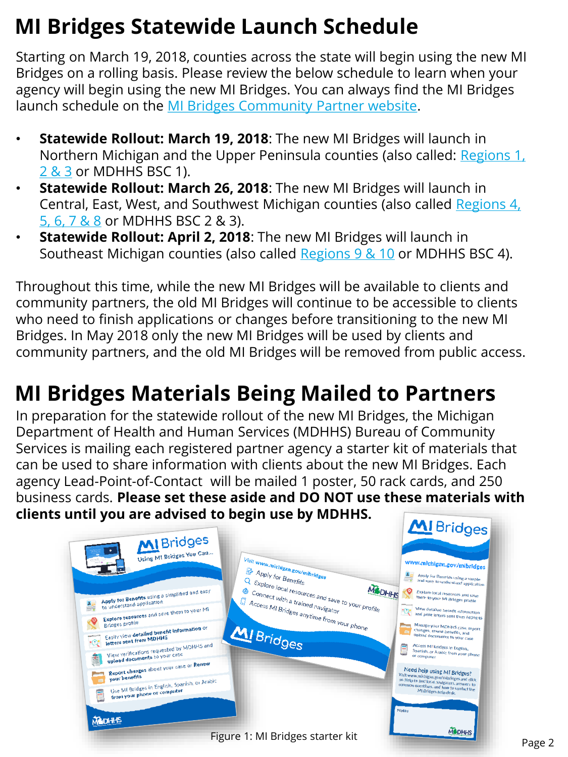# MI Bridges Statewide Launch Schedule

Starting on March 19, 2018, counties across the state will begin using the new MI Bridges on a rolling basis. Please review the below schedule to learn when your agency will begin using the new MI Bridges. You can always find the MI Bridges launch schedule on the MI Bridges Community Partner website.

- **Statewide Rollout: March 19, 2018**: The new MI Bridges will launch in Northern Michigan and the Upper Peninsula counties (also called: Regions 1, 2 & 3 or MDHHS BSC 1).
- **Statewide Rollout: March 26, 2018**: The new MI Bridges will launch in Central, East, West, and Southwest Michigan counties (also called Regions 4, 5, 6, 7 & 8 or MDHHS BSC 2 & 3).
- **Statewide Rollout: April 2, 2018**: The new MI Bridges will launch in Southeast Michigan counties (also called Regions 9 & 10 or MDHHS BSC 4).

Throughout this time, while the new MI Bridges will be available to clients and community partners, the old MI Bridges will continue to be accessible to clients who need to finish applications or changes before transitioning to the new MI Bridges. In May 2018 only the new MI Bridges will be used by clients and community partners, and the old MI Bridges will be removed from public access.

# MI Bridges Materials Being Mailed to Partners

In preparation for the statewide rollout of the new MI Bridges, the Michigan Department of Health and Human Services (MDHHS) Bureau of Community Services is mailing each registered partner agency a starter kit of materials that can be used to share information with clients about the new MI Bridges. Each agency Lead-Point-of-Contact will be mailed 1 poster, 50 rack cards, and 250 business cards. **Please set these aside and DO NOT use these materials with clients until you are advised to begin use by MDHHS.**

Figure 1: MI Bridges starter kit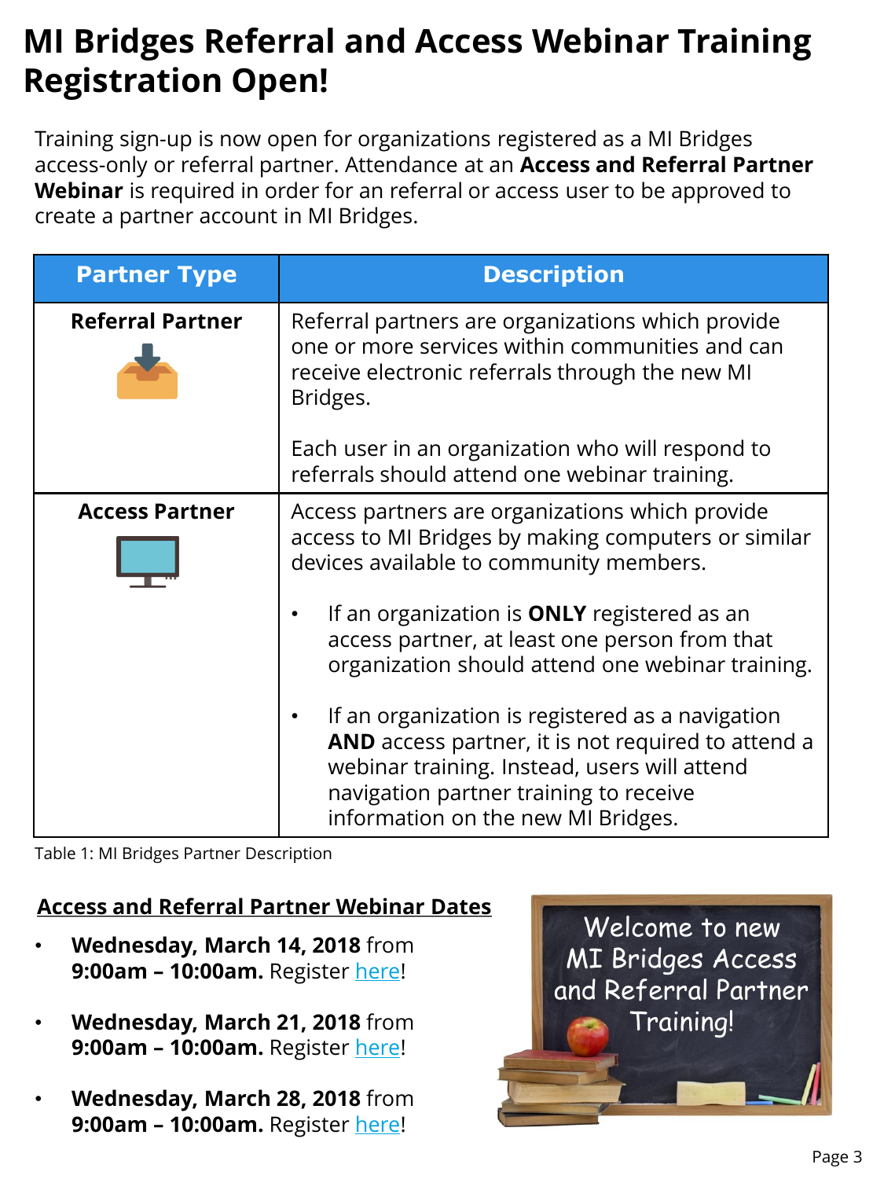# MI Bridges Referral and Access Webinar Training Registration Open!

Training sign-up is now open for organizations registered as a MI Bridges access-only or referral partner. Attendance at an **Access and Referral Partner Webinar** is required in order for an referral or access user to be approved to create a partner account in MI Bridges.

| Partner Type | Description |
|---|---|
| **Referral Partner** | Referral partners are organizations which provide one or more services within communities and can receive electronic referrals through the new MI Bridges.<br><br>Each user in an organization who will respond to referrals should attend one webinar training. |
| **Access Partner** | Access partners are organizations which provide access to MI Bridges by making computers or similar devices available to community members.<br><br>• If an organization is **ONLY** registered as an access partner, at least one person from that organization should attend one webinar training.<br><br>• If an organization is registered as a navigation **AND** access partner, it is not required to attend a webinar training. Instead, users will attend navigation partner training to receive information on the new MI Bridges. |

Table 1: MI Bridges Partner Description

**Access and Referral Partner Webinar Dates**

- **Wednesday, March 14, 2018** from **9:00am – 10:00am.** Register here!
- **Wednesday, March 21, 2018** from **9:00am – 10:00am.** Register here!
- **Wednesday, March 28, 2018** from **9:00am – 10:00am.** Register here!

Welcome to new MI Bridges Access and Referral Partner Training!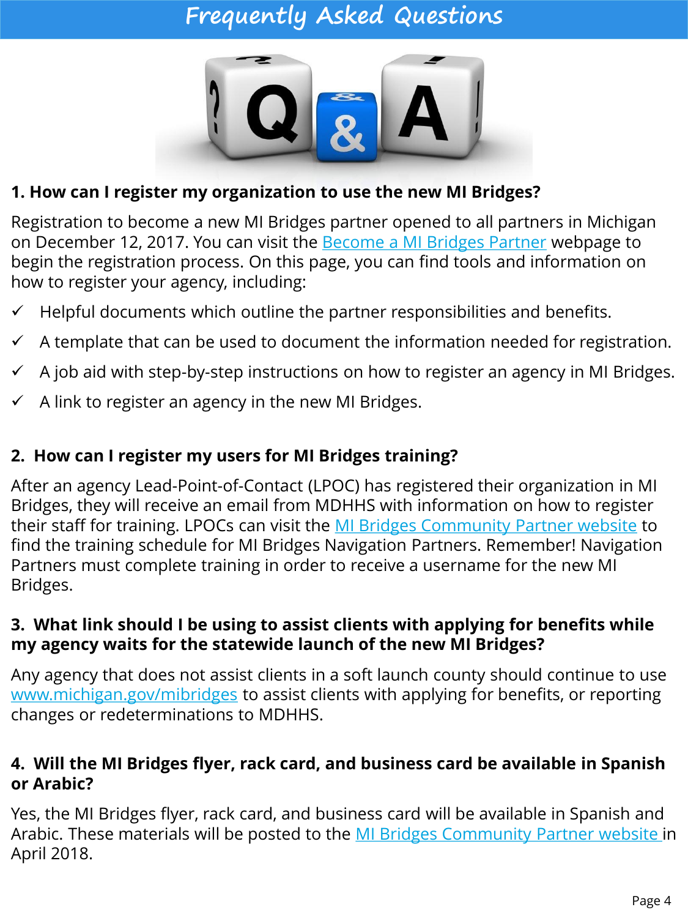# Frequently Asked Questions

### 1. How can I register my organization to use the new MI Bridges?

Registration to become a new MI Bridges partner opened to all partners in Michigan on December 12, 2017. You can visit the Become a MI Bridges Partner webpage to begin the registration process. On this page, you can find tools and information on how to register your agency, including:

- ✓ Helpful documents which outline the partner responsibilities and benefits.
- ✓ A template that can be used to document the information needed for registration.
- ✓ A job aid with step-by-step instructions on how to register an agency in MI Bridges.
- ✓ A link to register an agency in the new MI Bridges.

### 2. How can I register my users for MI Bridges training?

After an agency Lead-Point-of-Contact (LPOC) has registered their organization in MI Bridges, they will receive an email from MDHHS with information on how to register their staff for training. LPOCs can visit the MI Bridges Community Partner website to find the training schedule for MI Bridges Navigation Partners. Remember! Navigation Partners must complete training in order to receive a username for the new MI Bridges.

### 3. What link should I be using to assist clients with applying for benefits while my agency waits for the statewide launch of the new MI Bridges?

Any agency that does not assist clients in a soft launch county should continue to use www.michigan.gov/mibridges to assist clients with applying for benefits, or reporting changes or redeterminations to MDHHS.

### 4. Will the MI Bridges flyer, rack card, and business card be available in Spanish or Arabic?

Yes, the MI Bridges flyer, rack card, and business card will be available in Spanish and Arabic. These materials will be posted to the MI Bridges Community Partner website in April 2018.